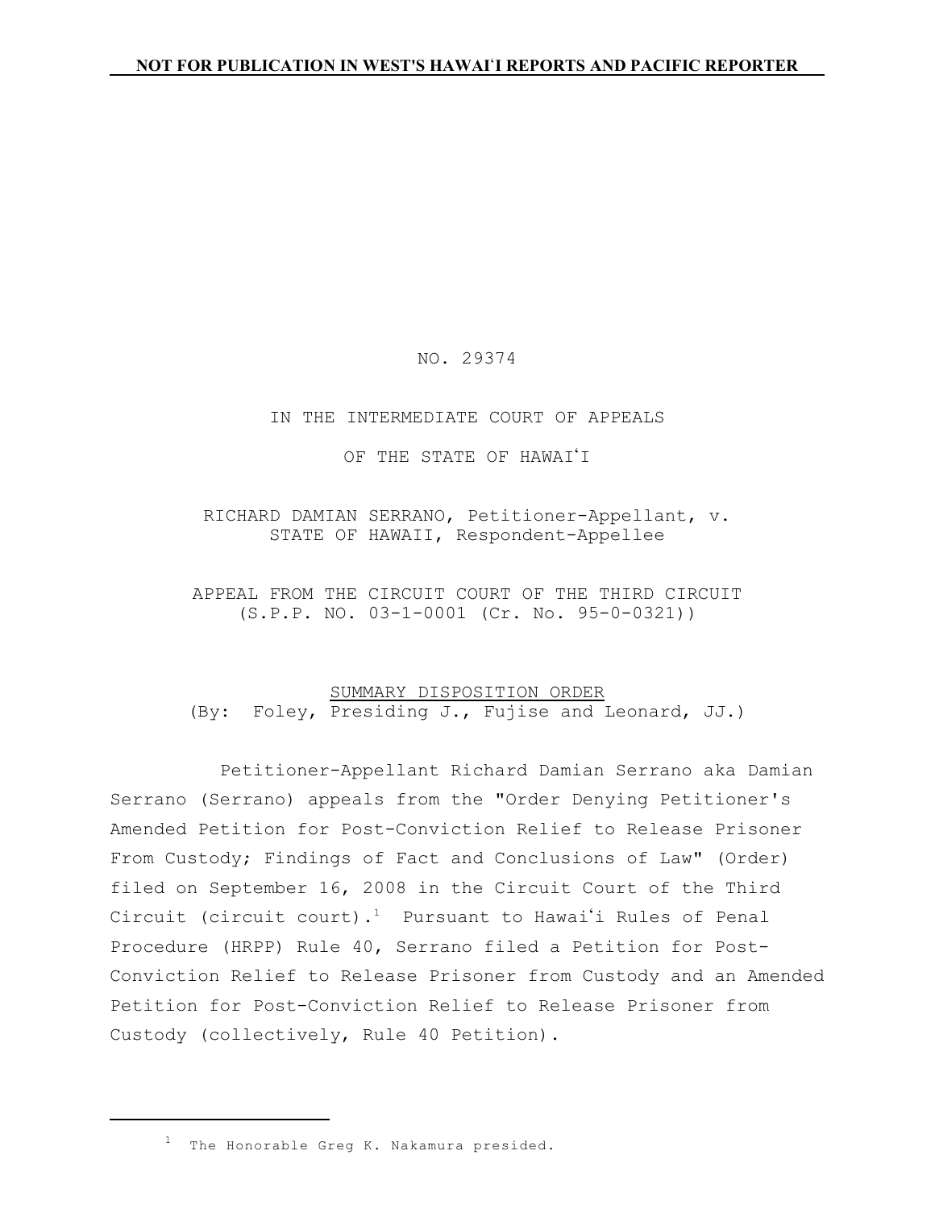**NOT FOR PUBLICATION IN WEST'S HAWAIʻI REPORTS AND PACIFIC REPORTER**

NO. 29374

IN THE INTERMEDIATE COURT OF APPEALS

OF THE STATE OF HAWAIʻI

RICHARD DAMIAN SERRANO, Petitioner-Appellant, v.
STATE OF HAWAII, Respondent-Appellee

APPEAL FROM THE CIRCUIT COURT OF THE THIRD CIRCUIT
(S.P.P. NO. 03-1-0001 (Cr. No. 95-0-0321))

SUMMARY DISPOSITION ORDER
(By: Foley, Presiding J., Fujise and Leonard, JJ.)

Petitioner-Appellant Richard Damian Serrano aka Damian Serrano (Serrano) appeals from the "Order Denying Petitioner's Amended Petition for Post-Conviction Relief to Release Prisoner From Custody; Findings of Fact and Conclusions of Law" (Order) filed on September 16, 2008 in the Circuit Court of the Third Circuit (circuit court).[1] Pursuant to Hawaiʻi Rules of Penal Procedure (HRPP) Rule 40, Serrano filed a Petition for Post-Conviction Relief to Release Prisoner from Custody and an Amended Petition for Post-Conviction Relief to Release Prisoner from Custody (collectively, Rule 40 Petition).

---

[1] The Honorable Greg K. Nakamura presided.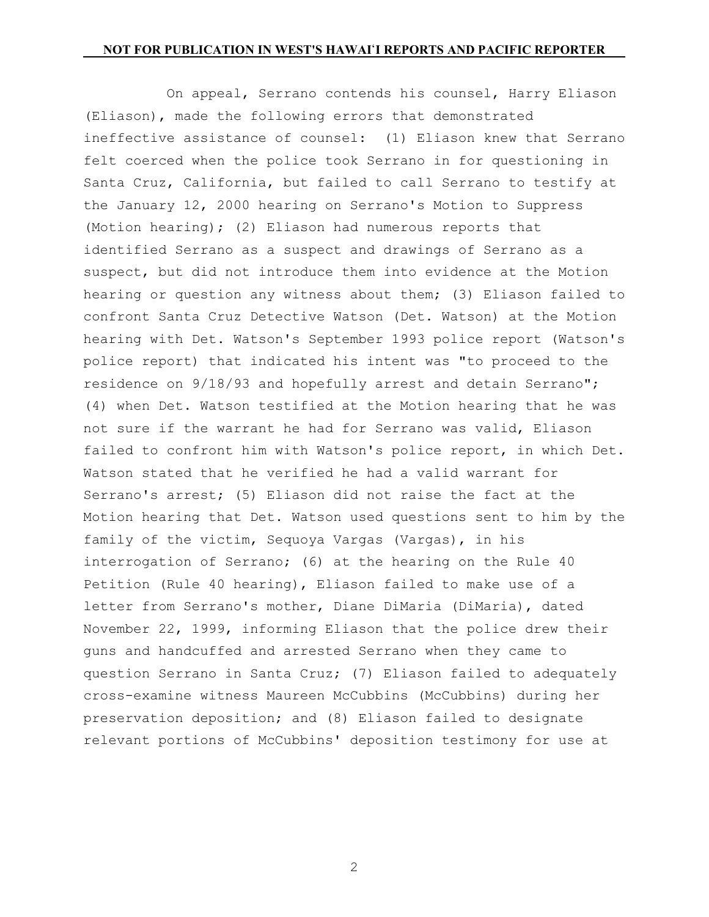On appeal, Serrano contends his counsel, Harry Eliason (Eliason), made the following errors that demonstrated ineffective assistance of counsel: (1) Eliason knew that Serrano felt coerced when the police took Serrano in for questioning in Santa Cruz, California, but failed to call Serrano to testify at the January 12, 2000 hearing on Serrano's Motion to Suppress (Motion hearing); (2) Eliason had numerous reports that identified Serrano as a suspect and drawings of Serrano as a suspect, but did not introduce them into evidence at the Motion hearing or question any witness about them; (3) Eliason failed to confront Santa Cruz Detective Watson (Det. Watson) at the Motion hearing with Det. Watson's September 1993 police report (Watson's police report) that indicated his intent was "to proceed to the residence on 9/18/93 and hopefully arrest and detain Serrano"; (4) when Det. Watson testified at the Motion hearing that he was not sure if the warrant he had for Serrano was valid, Eliason failed to confront him with Watson's police report, in which Det. Watson stated that he verified he had a valid warrant for Serrano's arrest; (5) Eliason did not raise the fact at the Motion hearing that Det. Watson used questions sent to him by the family of the victim, Sequoya Vargas (Vargas), in his interrogation of Serrano; (6) at the hearing on the Rule 40 Petition (Rule 40 hearing), Eliason failed to make use of a letter from Serrano's mother, Diane DiMaria (DiMaria), dated November 22, 1999, informing Eliason that the police drew their guns and handcuffed and arrested Serrano when they came to question Serrano in Santa Cruz; (7) Eliason failed to adequately cross-examine witness Maureen McCubbins (McCubbins) during her preservation deposition; and (8) Eliason failed to designate relevant portions of McCubbins' deposition testimony for use at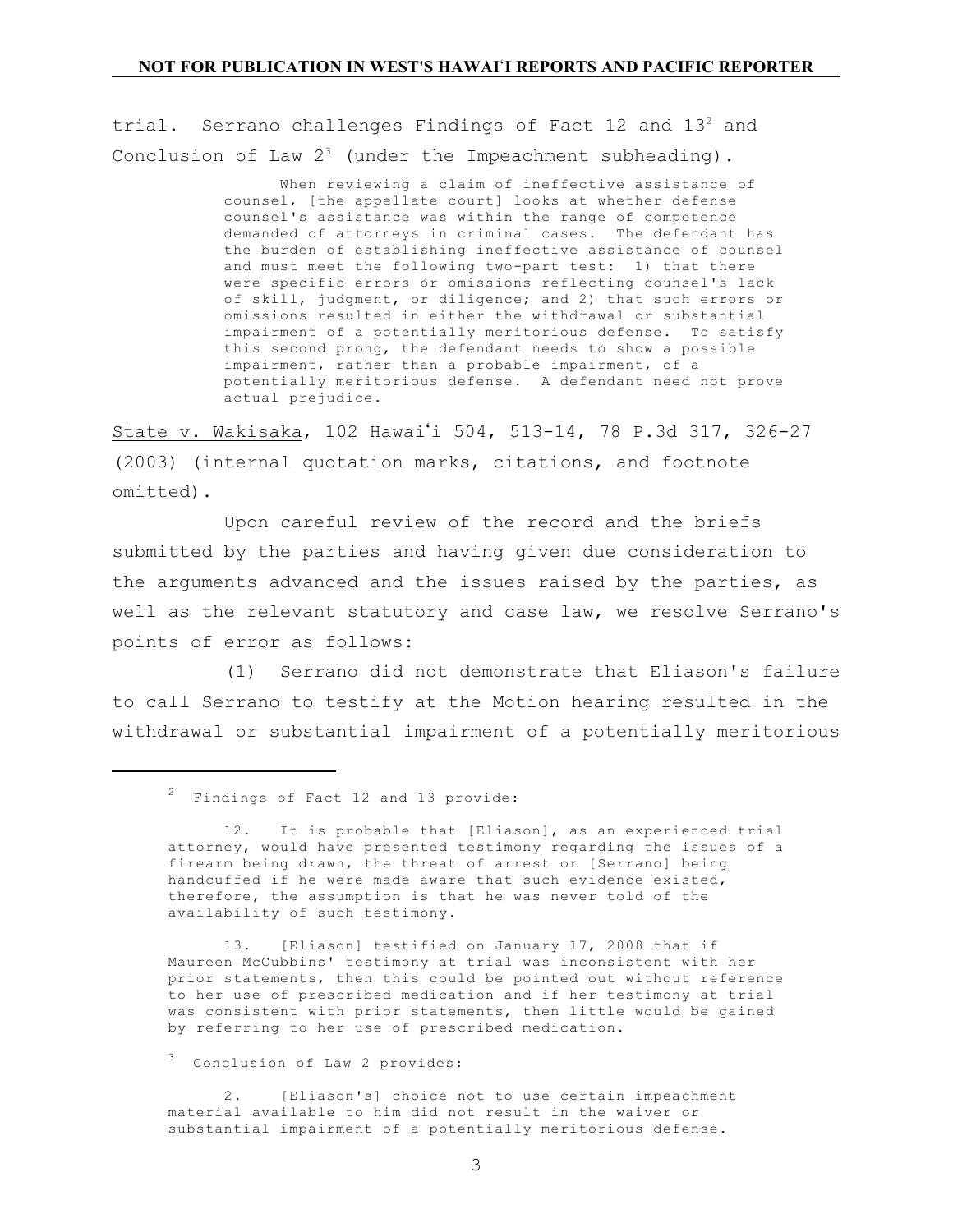trial. Serrano challenges Findings of Fact 12 and 13[2] and Conclusion of Law 2[3] (under the Impeachment subheading).

> When reviewing a claim of ineffective assistance of counsel, [the appellate court] looks at whether defense counsel's assistance was within the range of competence demanded of attorneys in criminal cases. The defendant has the burden of establishing ineffective assistance of counsel and must meet the following two-part test: 1) that there were specific errors or omissions reflecting counsel's lack of skill, judgment, or diligence; and 2) that such errors or omissions resulted in either the withdrawal or substantial impairment of a potentially meritorious defense. To satisfy this second prong, the defendant needs to show a possible impairment, rather than a probable impairment, of a potentially meritorious defense. A defendant need not prove actual prejudice.

State v. Wakisaka, 102 Hawaiʻi 504, 513-14, 78 P.3d 317, 326-27 (2003) (internal quotation marks, citations, and footnote omitted).

Upon careful review of the record and the briefs submitted by the parties and having given due consideration to the arguments advanced and the issues raised by the parties, as well as the relevant statutory and case law, we resolve Serrano's points of error as follows:

(1) Serrano did not demonstrate that Eliason's failure to call Serrano to testify at the Motion hearing resulted in the withdrawal or substantial impairment of a potentially meritorious

---

[2] Findings of Fact 12 and 13 provide:

> 12. It is probable that [Eliason], as an experienced trial attorney, would have presented testimony regarding the issues of a firearm being drawn, the threat of arrest or [Serrano] being handcuffed if he were made aware that such evidence existed, therefore, the assumption is that he was never told of the availability of such testimony.
>
> 13. [Eliason] testified on January 17, 2008 that if Maureen McCubbins' testimony at trial was inconsistent with her prior statements, then this could be pointed out without reference to her use of prescribed medication and if her testimony at trial was consistent with prior statements, then little would be gained by referring to her use of prescribed medication.

[3] Conclusion of Law 2 provides:

> 2. [Eliason's] choice not to use certain impeachment material available to him did not result in the waiver or substantial impairment of a potentially meritorious defense.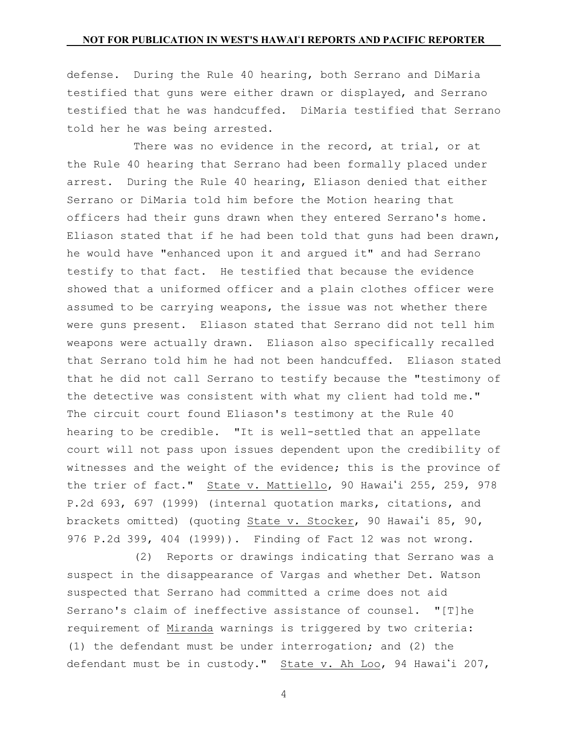defense. During the Rule 40 hearing, both Serrano and DiMaria testified that guns were either drawn or displayed, and Serrano testified that he was handcuffed. DiMaria testified that Serrano told her he was being arrested.

There was no evidence in the record, at trial, or at the Rule 40 hearing that Serrano had been formally placed under arrest. During the Rule 40 hearing, Eliason denied that either Serrano or DiMaria told him before the Motion hearing that officers had their guns drawn when they entered Serrano's home. Eliason stated that if he had been told that guns had been drawn, he would have "enhanced upon it and argued it" and had Serrano testify to that fact. He testified that because the evidence showed that a uniformed officer and a plain clothes officer were assumed to be carrying weapons, the issue was not whether there were guns present. Eliason stated that Serrano did not tell him weapons were actually drawn. Eliason also specifically recalled that Serrano told him he had not been handcuffed. Eliason stated that he did not call Serrano to testify because the "testimony of the detective was consistent with what my client had told me." The circuit court found Eliason's testimony at the Rule 40 hearing to be credible. "It is well-settled that an appellate court will not pass upon issues dependent upon the credibility of witnesses and the weight of the evidence; this is the province of the trier of fact." State v. Mattiello, 90 Hawaiʻi 255, 259, 978 P.2d 693, 697 (1999) (internal quotation marks, citations, and brackets omitted) (quoting State v. Stocker, 90 Hawaiʻi 85, 90, 976 P.2d 399, 404 (1999)). Finding of Fact 12 was not wrong.

(2) Reports or drawings indicating that Serrano was a suspect in the disappearance of Vargas and whether Det. Watson suspected that Serrano had committed a crime does not aid Serrano's claim of ineffective assistance of counsel. "[T]he requirement of Miranda warnings is triggered by two criteria: (1) the defendant must be under interrogation; and (2) the defendant must be in custody." State v. Ah Loo, 94 Hawaiʻi 207,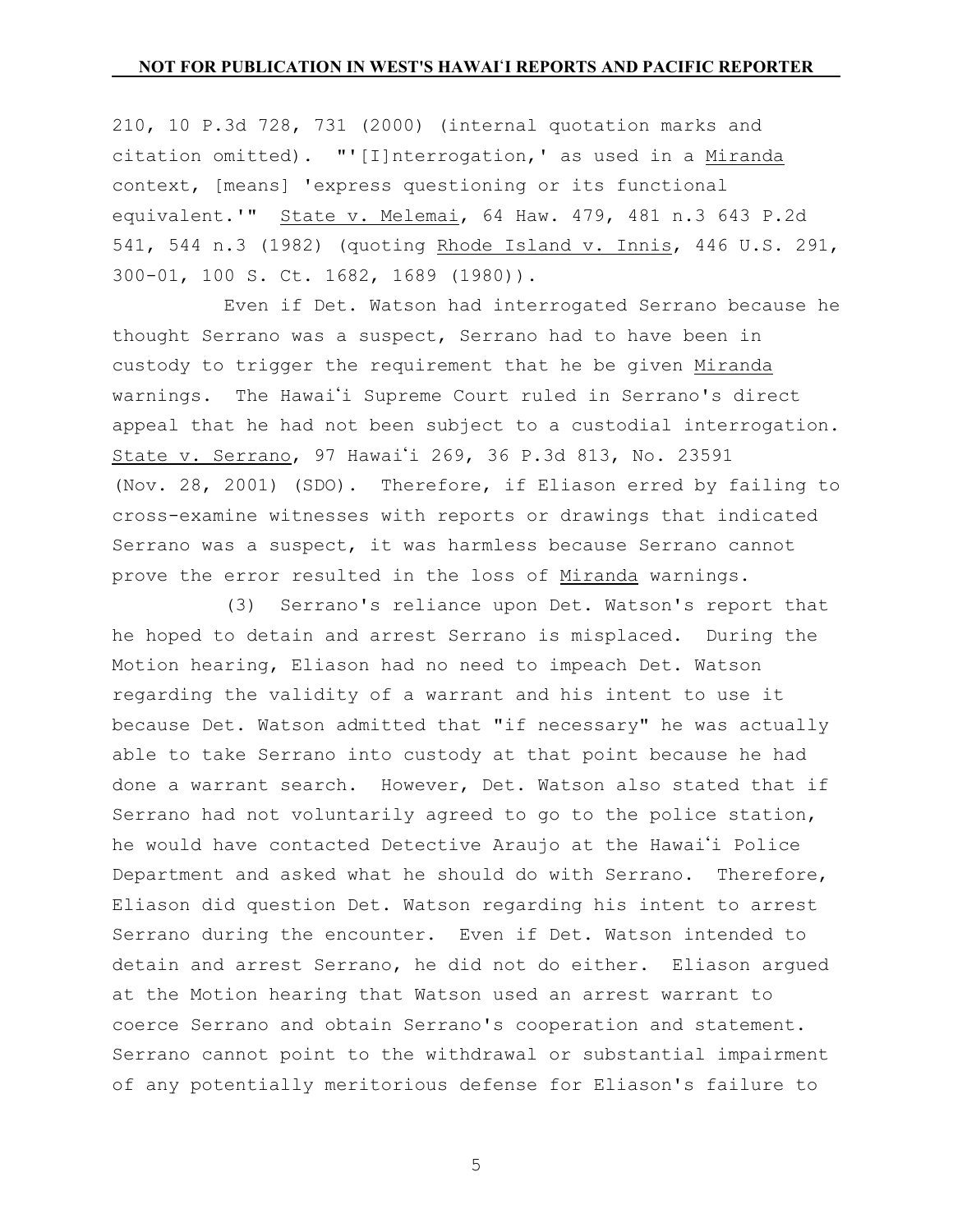210, 10 P.3d 728, 731 (2000) (internal quotation marks and citation omitted). "'[I]nterrogation,' as used in a Miranda context, [means] 'express questioning or its functional equivalent.'" State v. Melemai, 64 Haw. 479, 481 n.3 643 P.2d 541, 544 n.3 (1982) (quoting Rhode Island v. Innis, 446 U.S. 291, 300-01, 100 S. Ct. 1682, 1689 (1980)).

Even if Det. Watson had interrogated Serrano because he thought Serrano was a suspect, Serrano had to have been in custody to trigger the requirement that he be given Miranda warnings. The Hawaiʻi Supreme Court ruled in Serrano's direct appeal that he had not been subject to a custodial interrogation. State v. Serrano, 97 Hawaiʻi 269, 36 P.3d 813, No. 23591 (Nov. 28, 2001) (SDO). Therefore, if Eliason erred by failing to cross-examine witnesses with reports or drawings that indicated Serrano was a suspect, it was harmless because Serrano cannot prove the error resulted in the loss of Miranda warnings.

(3) Serrano's reliance upon Det. Watson's report that he hoped to detain and arrest Serrano is misplaced. During the Motion hearing, Eliason had no need to impeach Det. Watson regarding the validity of a warrant and his intent to use it because Det. Watson admitted that "if necessary" he was actually able to take Serrano into custody at that point because he had done a warrant search. However, Det. Watson also stated that if Serrano had not voluntarily agreed to go to the police station, he would have contacted Detective Araujo at the Hawaiʻi Police Department and asked what he should do with Serrano. Therefore, Eliason did question Det. Watson regarding his intent to arrest Serrano during the encounter. Even if Det. Watson intended to detain and arrest Serrano, he did not do either. Eliason argued at the Motion hearing that Watson used an arrest warrant to coerce Serrano and obtain Serrano's cooperation and statement. Serrano cannot point to the withdrawal or substantial impairment of any potentially meritorious defense for Eliason's failure to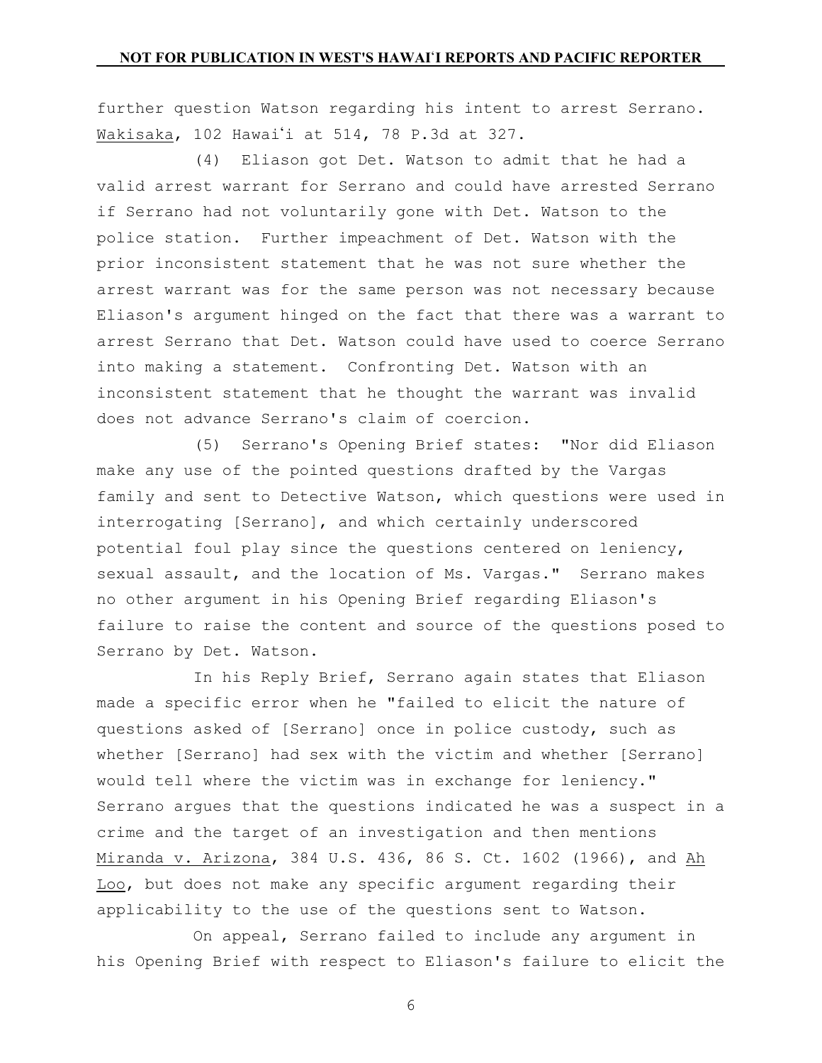further question Watson regarding his intent to arrest Serrano. Wakisaka, 102 Hawaiʻi at 514, 78 P.3d at 327.

(4) Eliason got Det. Watson to admit that he had a valid arrest warrant for Serrano and could have arrested Serrano if Serrano had not voluntarily gone with Det. Watson to the police station. Further impeachment of Det. Watson with the prior inconsistent statement that he was not sure whether the arrest warrant was for the same person was not necessary because Eliason's argument hinged on the fact that there was a warrant to arrest Serrano that Det. Watson could have used to coerce Serrano into making a statement. Confronting Det. Watson with an inconsistent statement that he thought the warrant was invalid does not advance Serrano's claim of coercion.

(5) Serrano's Opening Brief states: "Nor did Eliason make any use of the pointed questions drafted by the Vargas family and sent to Detective Watson, which questions were used in interrogating [Serrano], and which certainly underscored potential foul play since the questions centered on leniency, sexual assault, and the location of Ms. Vargas." Serrano makes no other argument in his Opening Brief regarding Eliason's failure to raise the content and source of the questions posed to Serrano by Det. Watson.

In his Reply Brief, Serrano again states that Eliason made a specific error when he "failed to elicit the nature of questions asked of [Serrano] once in police custody, such as whether [Serrano] had sex with the victim and whether [Serrano] would tell where the victim was in exchange for leniency." Serrano argues that the questions indicated he was a suspect in a crime and the target of an investigation and then mentions Miranda v. Arizona, 384 U.S. 436, 86 S. Ct. 1602 (1966), and Ah Loo, but does not make any specific argument regarding their applicability to the use of the questions sent to Watson.

On appeal, Serrano failed to include any argument in his Opening Brief with respect to Eliason's failure to elicit the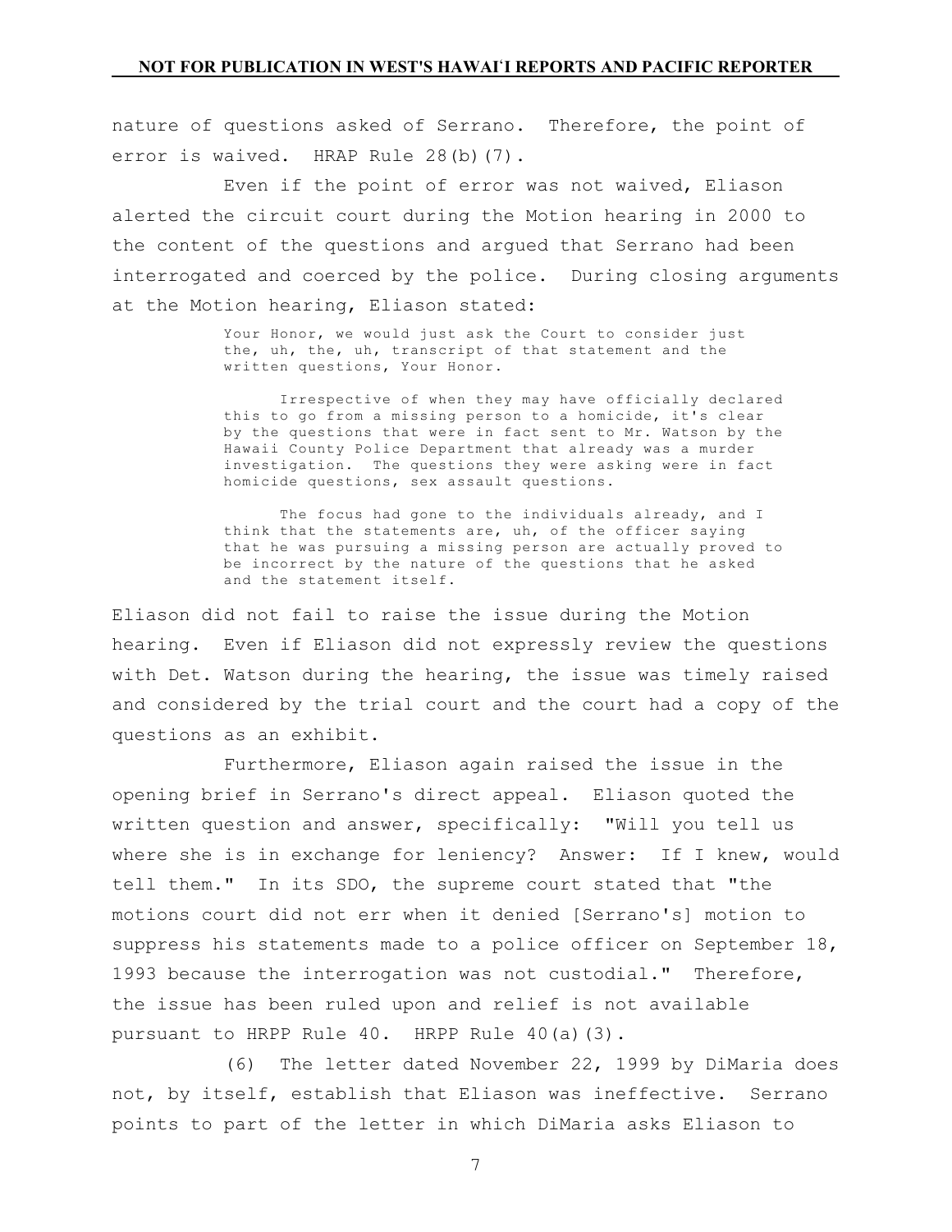nature of questions asked of Serrano. Therefore, the point of error is waived. HRAP Rule 28(b)(7).

Even if the point of error was not waived, Eliason alerted the circuit court during the Motion hearing in 2000 to the content of the questions and argued that Serrano had been interrogated and coerced by the police. During closing arguments at the Motion hearing, Eliason stated:

> Your Honor, we would just ask the Court to consider just the, uh, the, uh, transcript of that statement and the written questions, Your Honor.
>
> Irrespective of when they may have officially declared this to go from a missing person to a homicide, it's clear by the questions that were in fact sent to Mr. Watson by the Hawaii County Police Department that already was a murder investigation. The questions they were asking were in fact homicide questions, sex assault questions.
>
> The focus had gone to the individuals already, and I think that the statements are, uh, of the officer saying that he was pursuing a missing person are actually proved to be incorrect by the nature of the questions that he asked and the statement itself.

Eliason did not fail to raise the issue during the Motion hearing. Even if Eliason did not expressly review the questions with Det. Watson during the hearing, the issue was timely raised and considered by the trial court and the court had a copy of the questions as an exhibit.

Furthermore, Eliason again raised the issue in the opening brief in Serrano's direct appeal. Eliason quoted the written question and answer, specifically: "Will you tell us where she is in exchange for leniency? Answer: If I knew, would tell them." In its SDO, the supreme court stated that "the motions court did not err when it denied [Serrano's] motion to suppress his statements made to a police officer on September 18, 1993 because the interrogation was not custodial." Therefore, the issue has been ruled upon and relief is not available pursuant to HRPP Rule 40. HRPP Rule 40(a)(3).

(6) The letter dated November 22, 1999 by DiMaria does not, by itself, establish that Eliason was ineffective. Serrano points to part of the letter in which DiMaria asks Eliason to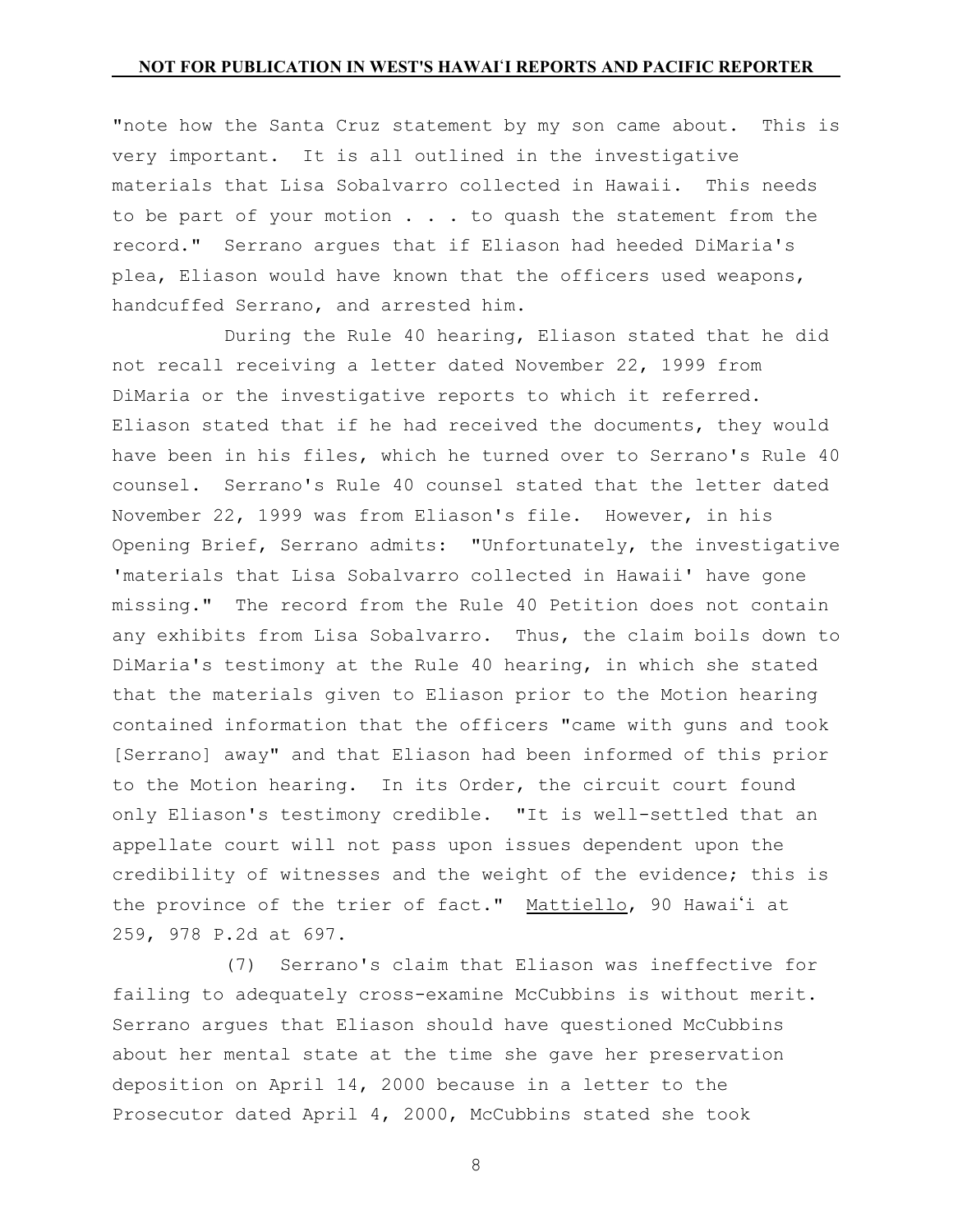"note how the Santa Cruz statement by my son came about. This is very important. It is all outlined in the investigative materials that Lisa Sobalvarro collected in Hawaii. This needs to be part of your motion . . . to quash the statement from the record." Serrano argues that if Eliason had heeded DiMaria's plea, Eliason would have known that the officers used weapons, handcuffed Serrano, and arrested him.

During the Rule 40 hearing, Eliason stated that he did not recall receiving a letter dated November 22, 1999 from DiMaria or the investigative reports to which it referred. Eliason stated that if he had received the documents, they would have been in his files, which he turned over to Serrano's Rule 40 counsel. Serrano's Rule 40 counsel stated that the letter dated November 22, 1999 was from Eliason's file. However, in his Opening Brief, Serrano admits: "Unfortunately, the investigative 'materials that Lisa Sobalvarro collected in Hawaii' have gone missing." The record from the Rule 40 Petition does not contain any exhibits from Lisa Sobalvarro. Thus, the claim boils down to DiMaria's testimony at the Rule 40 hearing, in which she stated that the materials given to Eliason prior to the Motion hearing contained information that the officers "came with guns and took [Serrano] away" and that Eliason had been informed of this prior to the Motion hearing. In its Order, the circuit court found only Eliason's testimony credible. "It is well-settled that an appellate court will not pass upon issues dependent upon the credibility of witnesses and the weight of the evidence; this is the province of the trier of fact." Mattiello, 90 Hawaiʻi at 259, 978 P.2d at 697.

(7) Serrano's claim that Eliason was ineffective for failing to adequately cross-examine McCubbins is without merit. Serrano argues that Eliason should have questioned McCubbins about her mental state at the time she gave her preservation deposition on April 14, 2000 because in a letter to the Prosecutor dated April 4, 2000, McCubbins stated she took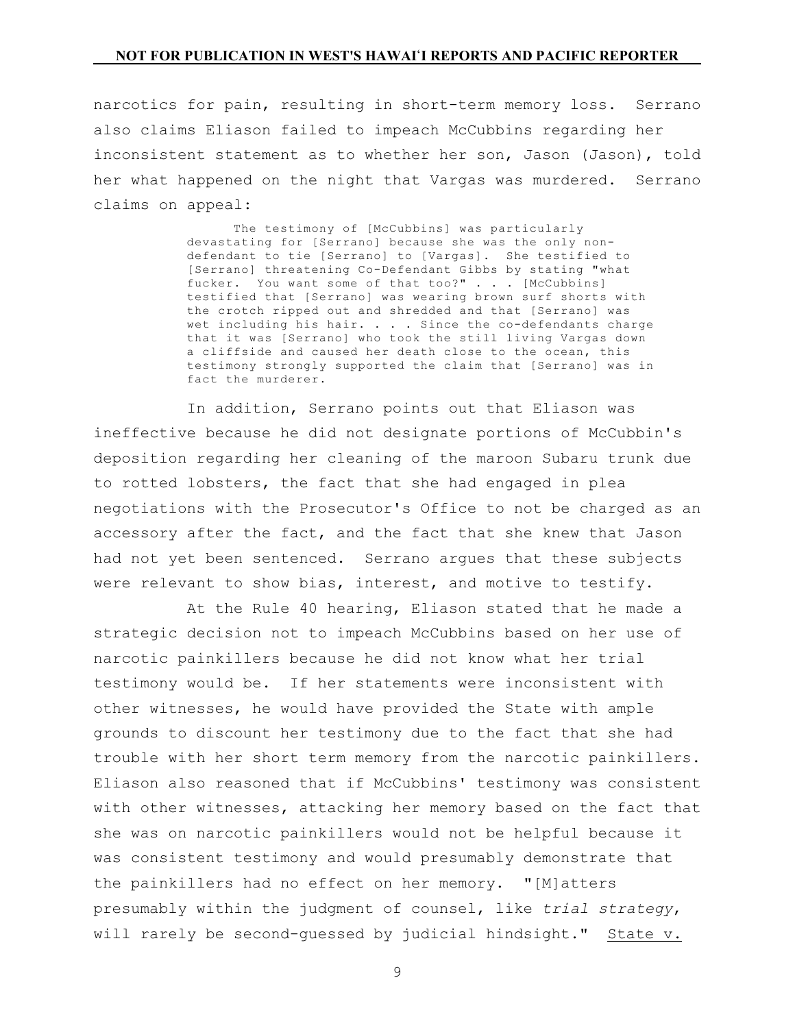narcotics for pain, resulting in short-term memory loss. Serrano also claims Eliason failed to impeach McCubbins regarding her inconsistent statement as to whether her son, Jason (Jason), told her what happened on the night that Vargas was murdered. Serrano claims on appeal:

> The testimony of [McCubbins] was particularly devastating for [Serrano] because she was the only non-defendant to tie [Serrano] to [Vargas]. She testified to [Serrano] threatening Co-Defendant Gibbs by stating "what fucker. You want some of that too?" . . . [McCubbins] testified that [Serrano] was wearing brown surf shorts with the crotch ripped out and shredded and that [Serrano] was wet including his hair. . . . Since the co-defendants charge that it was [Serrano] who took the still living Vargas down a cliffside and caused her death close to the ocean, this testimony strongly supported the claim that [Serrano] was in fact the murderer.

In addition, Serrano points out that Eliason was ineffective because he did not designate portions of McCubbin's deposition regarding her cleaning of the maroon Subaru trunk due to rotted lobsters, the fact that she had engaged in plea negotiations with the Prosecutor's Office to not be charged as an accessory after the fact, and the fact that she knew that Jason had not yet been sentenced. Serrano argues that these subjects were relevant to show bias, interest, and motive to testify.

At the Rule 40 hearing, Eliason stated that he made a strategic decision not to impeach McCubbins based on her use of narcotic painkillers because he did not know what her trial testimony would be. If her statements were inconsistent with other witnesses, he would have provided the State with ample grounds to discount her testimony due to the fact that she had trouble with her short term memory from the narcotic painkillers. Eliason also reasoned that if McCubbins' testimony was consistent with other witnesses, attacking her memory based on the fact that she was on narcotic painkillers would not be helpful because it was consistent testimony and would presumably demonstrate that the painkillers had no effect on her memory. "[M]atters presumably within the judgment of counsel, like *trial strategy*, will rarely be second-guessed by judicial hindsight." State v.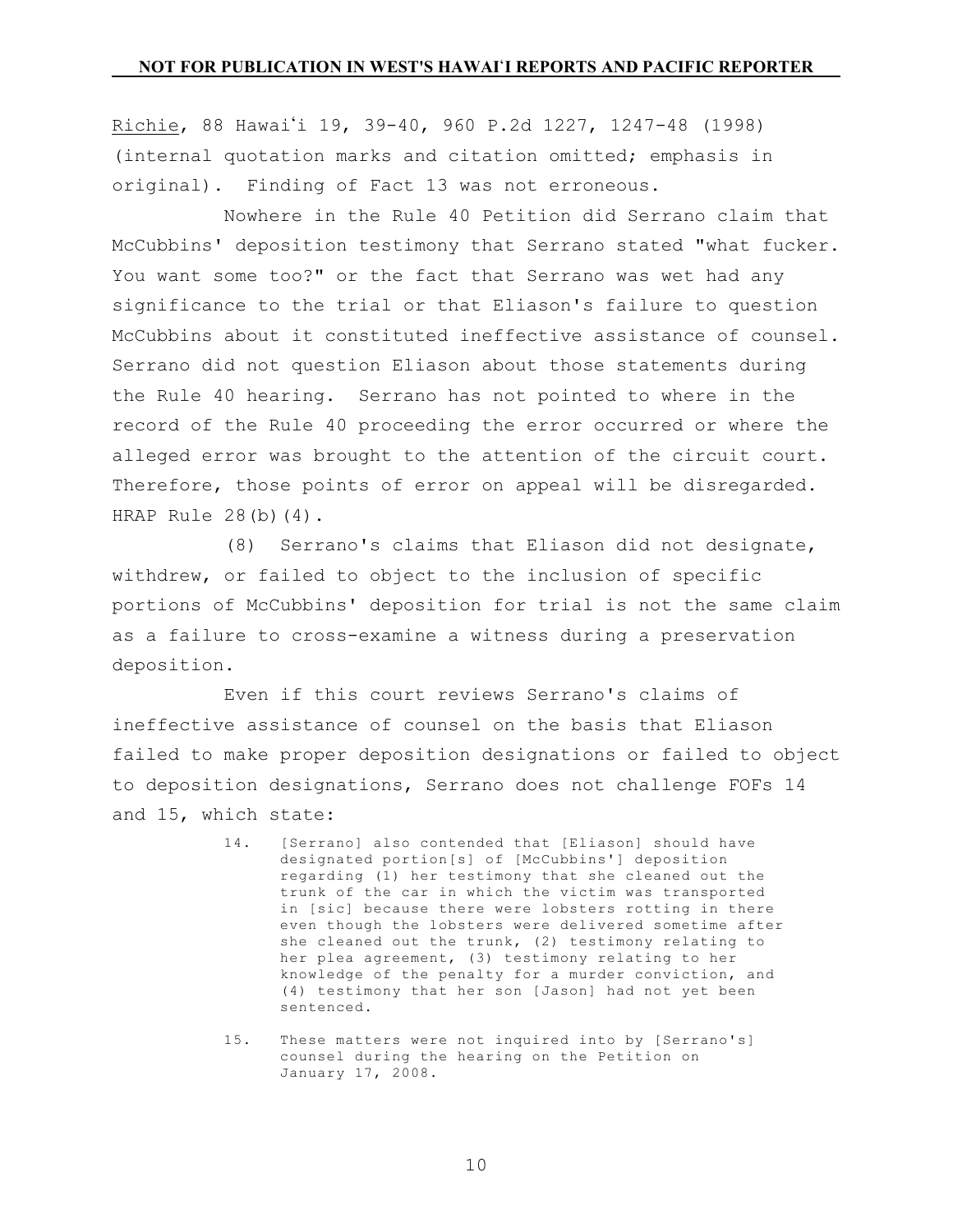Richie, 88 Hawaiʻi 19, 39-40, 960 P.2d 1227, 1247-48 (1998) (internal quotation marks and citation omitted; emphasis in original). Finding of Fact 13 was not erroneous.

Nowhere in the Rule 40 Petition did Serrano claim that McCubbins' deposition testimony that Serrano stated "what fucker. You want some too?" or the fact that Serrano was wet had any significance to the trial or that Eliason's failure to question McCubbins about it constituted ineffective assistance of counsel. Serrano did not question Eliason about those statements during the Rule 40 hearing. Serrano has not pointed to where in the record of the Rule 40 proceeding the error occurred or where the alleged error was brought to the attention of the circuit court. Therefore, those points of error on appeal will be disregarded. HRAP Rule 28(b)(4).

(8) Serrano's claims that Eliason did not designate, withdrew, or failed to object to the inclusion of specific portions of McCubbins' deposition for trial is not the same claim as a failure to cross-examine a witness during a preservation deposition.

Even if this court reviews Serrano's claims of ineffective assistance of counsel on the basis that Eliason failed to make proper deposition designations or failed to object to deposition designations, Serrano does not challenge FOFs 14 and 15, which state:

> 14. [Serrano] also contended that [Eliason] should have designated portion[s] of [McCubbins'] deposition regarding (1) her testimony that she cleaned out the trunk of the car in which the victim was transported in [sic] because there were lobsters rotting in there even though the lobsters were delivered sometime after she cleaned out the trunk, (2) testimony relating to her plea agreement, (3) testimony relating to her knowledge of the penalty for a murder conviction, and (4) testimony that her son [Jason] had not yet been sentenced.
>
> 15. These matters were not inquired into by [Serrano's] counsel during the hearing on the Petition on January 17, 2008.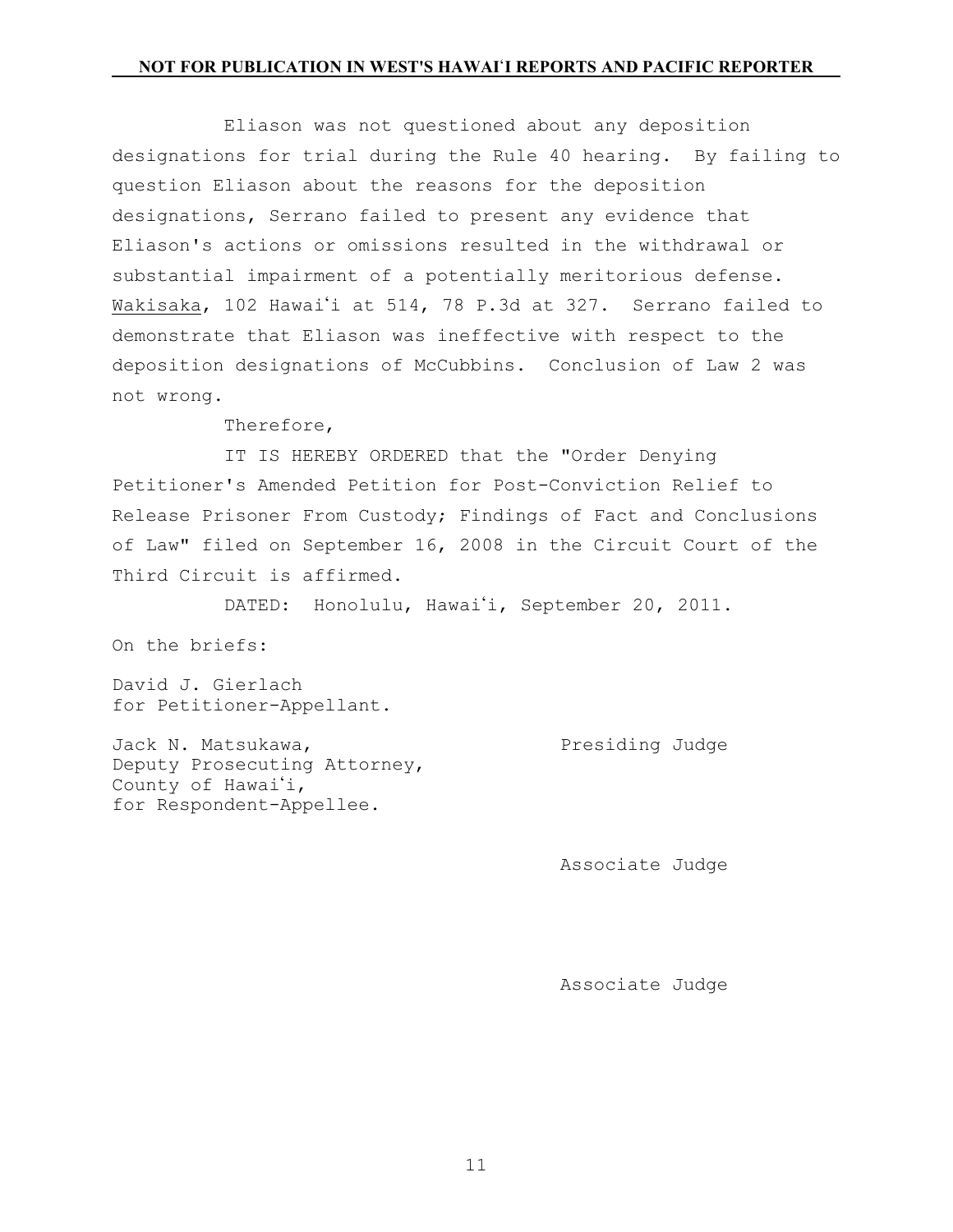Eliason was not questioned about any deposition designations for trial during the Rule 40 hearing. By failing to question Eliason about the reasons for the deposition designations, Serrano failed to present any evidence that Eliason's actions or omissions resulted in the withdrawal or substantial impairment of a potentially meritorious defense. Wakisaka, 102 Hawaiʻi at 514, 78 P.3d at 327. Serrano failed to demonstrate that Eliason was ineffective with respect to the deposition designations of McCubbins. Conclusion of Law 2 was not wrong.

Therefore,

IT IS HEREBY ORDERED that the "Order Denying Petitioner's Amended Petition for Post-Conviction Relief to Release Prisoner From Custody; Findings of Fact and Conclusions of Law" filed on September 16, 2008 in the Circuit Court of the Third Circuit is affirmed.

DATED: Honolulu, Hawaiʻi, September 20, 2011.

On the briefs:

David J. Gierlach
for Petitioner-Appellant.

Jack N. Matsukawa,
Deputy Prosecuting Attorney,
County of Hawaiʻi,
for Respondent-Appellee.

Presiding Judge

Associate Judge

Associate Judge